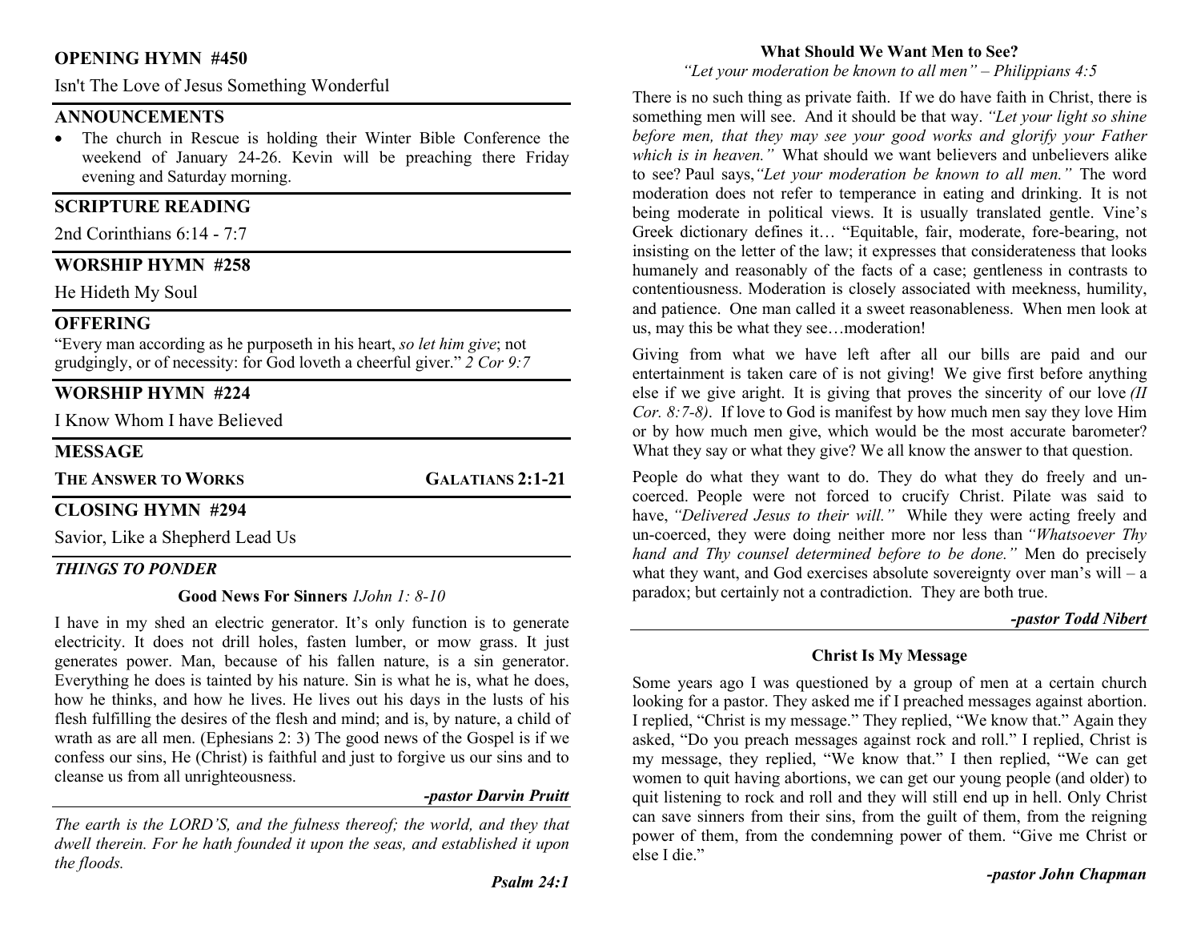## OPENING HYMN #450

Isn't The Love of Jesus Something Wonderful

## ANNOUNCEMENTS

- The church in Rescue is holding their Winter Bible Conference the weekend of January 24-26. Kevin will be preaching there Friday evening and Saturday morning.

## SCRIPTURE READING

2nd Corinthians 6:14 - 7:7

## WORSHIP HYMN #258

He Hideth My Soul

## OFFERING

"Every man according as he purposeth in his heart, *so let him give*; not grudgingly, or of necessity: for God loveth a cheerful giver." *2 Cor 9:7*

## WORSHIP HYMN #224

I Know Whom I have Believed

## MESSAGE

**THE ANSWER TO WORKS** — **GALATIANS 2:1-21**

## CLOSING HYMN #294

Savior, Like a Shepherd Lead Us

### *THINGS TO PONDER*

**Good News For Sinners** *1John 1: 8-10*

I have in my shed an electric generator. It's only function is to generate electricity. It does not drill holes, fasten lumber, or mow grass. It just generates power. Man, because of his fallen nature, is a sin generator. Everything he does is tainted by his nature. Sin is what he is, what he does, how he thinks, and how he lives. He lives out his days in the lusts of his flesh fulfilling the desires of the flesh and mind; and is, by nature, a child of wrath as are all men. (Ephesians 2: 3) The good news of the Gospel is if we confess our sins, He (Christ) is faithful and just to forgive us our sins and to cleanse us from all unrighteousness.

***-pastor Darvin Pruitt***

*The earth is the LORD'S, and the fulness thereof; the world, and they that dwell therein. For he hath founded it upon the seas, and established it upon the floods.*

***Psalm 24:1***

**What Should We Want Men to See?**

*"Let your moderation be known to all men" – Philippians 4:5*

There is no such thing as private faith. If we do have faith in Christ, there is something men will see. And it should be that way. *"Let your light so shine before men, that they may see your good works and glorify your Father which is in heaven."* What should we want believers and unbelievers alike to see? Paul says,*"Let your moderation be known to all men."* The word moderation does not refer to temperance in eating and drinking. It is not being moderate in political views. It is usually translated gentle. Vine's Greek dictionary defines it… "Equitable, fair, moderate, fore-bearing, not insisting on the letter of the law; it expresses that considerateness that looks humanely and reasonably of the facts of a case; gentleness in contrasts to contentiousness. Moderation is closely associated with meekness, humility, and patience. One man called it a sweet reasonableness. When men look at us, may this be what they see…moderation!

Giving from what we have left after all our bills are paid and our entertainment is taken care of is not giving! We give first before anything else if we give aright. It is giving that proves the sincerity of our love *(II Cor. 8:7-8)*. If love to God is manifest by how much men say they love Him or by how much men give, which would be the most accurate barometer? What they say or what they give? We all know the answer to that question.

People do what they want to do. They do what they do freely and un-coerced. People were not forced to crucify Christ. Pilate was said to have, *"Delivered Jesus to their will."* While they were acting freely and un-coerced, they were doing neither more nor less than *"Whatsoever Thy hand and Thy counsel determined before to be done."* Men do precisely what they want, and God exercises absolute sovereignty over man's will – a paradox; but certainly not a contradiction. They are both true.

***-pastor Todd Nibert***

**Christ Is My Message**

Some years ago I was questioned by a group of men at a certain church looking for a pastor. They asked me if I preached messages against abortion. I replied, "Christ is my message." They replied, "We know that." Again they asked, "Do you preach messages against rock and roll." I replied, Christ is my message, they replied, "We know that." I then replied, "We can get women to quit having abortions, we can get our young people (and older) to quit listening to rock and roll and they will still end up in hell. Only Christ can save sinners from their sins, from the guilt of them, from the reigning power of them, from the condemning power of them. "Give me Christ or else I die."

***-pastor John Chapman***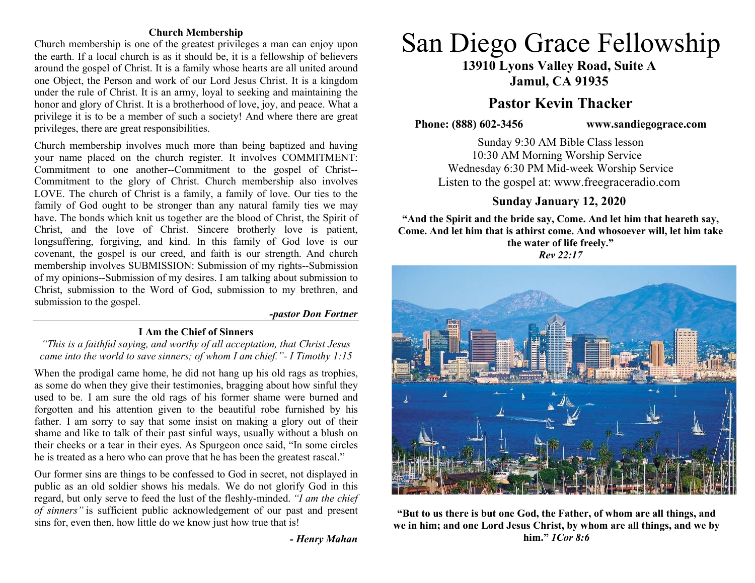## Church Membership

Church membership is one of the greatest privileges a man can enjoy upon the earth. If a local church is as it should be, it is a fellowship of believers around the gospel of Christ. It is a family whose hearts are all united around one Object, the Person and work of our Lord Jesus Christ. It is a kingdom under the rule of Christ. It is an army, loyal to seeking and maintaining the honor and glory of Christ. It is a brotherhood of love, joy, and peace. What a privilege it is to be a member of such a society! And where there are great privileges, there are great responsibilities.

Church membership involves much more than being baptized and having your name placed on the church register. It involves COMMITMENT: Commitment to one another--Commitment to the gospel of Christ--Commitment to the glory of Christ. Church membership also involves LOVE. The church of Christ is a family, a family of love. Our ties to the family of God ought to be stronger than any natural family ties we may have. The bonds which knit us together are the blood of Christ, the Spirit of Christ, and the love of Christ. Sincere brotherly love is patient, longsuffering, forgiving, and kind. In this family of God love is our covenant, the gospel is our creed, and faith is our strength. And church membership involves SUBMISSION: Submission of my rights--Submission of my opinions--Submission of my desires. I am talking about submission to Christ, submission to the Word of God, submission to my brethren, and submission to the gospel.

***-pastor Don Fortner***

---

## I Am the Chief of Sinners

*"This is a faithful saying, and worthy of all acceptation, that Christ Jesus came into the world to save sinners; of whom I am chief."- I Timothy 1:15*

When the prodigal came home, he did not hang up his old rags as trophies, as some do when they give their testimonies, bragging about how sinful they used to be. I am sure the old rags of his former shame were burned and forgotten and his attention given to the beautiful robe furnished by his father. I am sorry to say that some insist on making a glory out of their shame and like to talk of their past sinful ways, usually without a blush on their cheeks or a tear in their eyes. As Spurgeon once said, "In some circles he is treated as a hero who can prove that he has been the greatest rascal."

Our former sins are things to be confessed to God in secret, not displayed in public as an old soldier shows his medals. We do not glorify God in this regard, but only serve to feed the lust of the fleshly-minded. *"I am the chief of sinners"* is sufficient public acknowledgement of our past and present sins for, even then, how little do we know just how true that is!

***- Henry Mahan***

# San Diego Grace Fellowship

**13910 Lyons Valley Road, Suite A**
**Jamul, CA 91935**

## Pastor Kevin Thacker

**Phone: (888) 602-3456** **www.sandiegograce.com**

Sunday 9:30 AM Bible Class lesson
10:30 AM Morning Worship Service
Wednesday 6:30 PM Mid-week Worship Service
Listen to the gospel at: www.freegraceradio.com

### Sunday January 12, 2020

**"And the Spirit and the bride say, Come. And let him that heareth say, Come. And let him that is athirst come. And whosoever will, let him take the water of life freely."**
***Rev 22:17***

**"But to us there is but one God, the Father, of whom are all things, and we in him; and one Lord Jesus Christ, by whom are all things, and we by him."** ***1Cor 8:6***